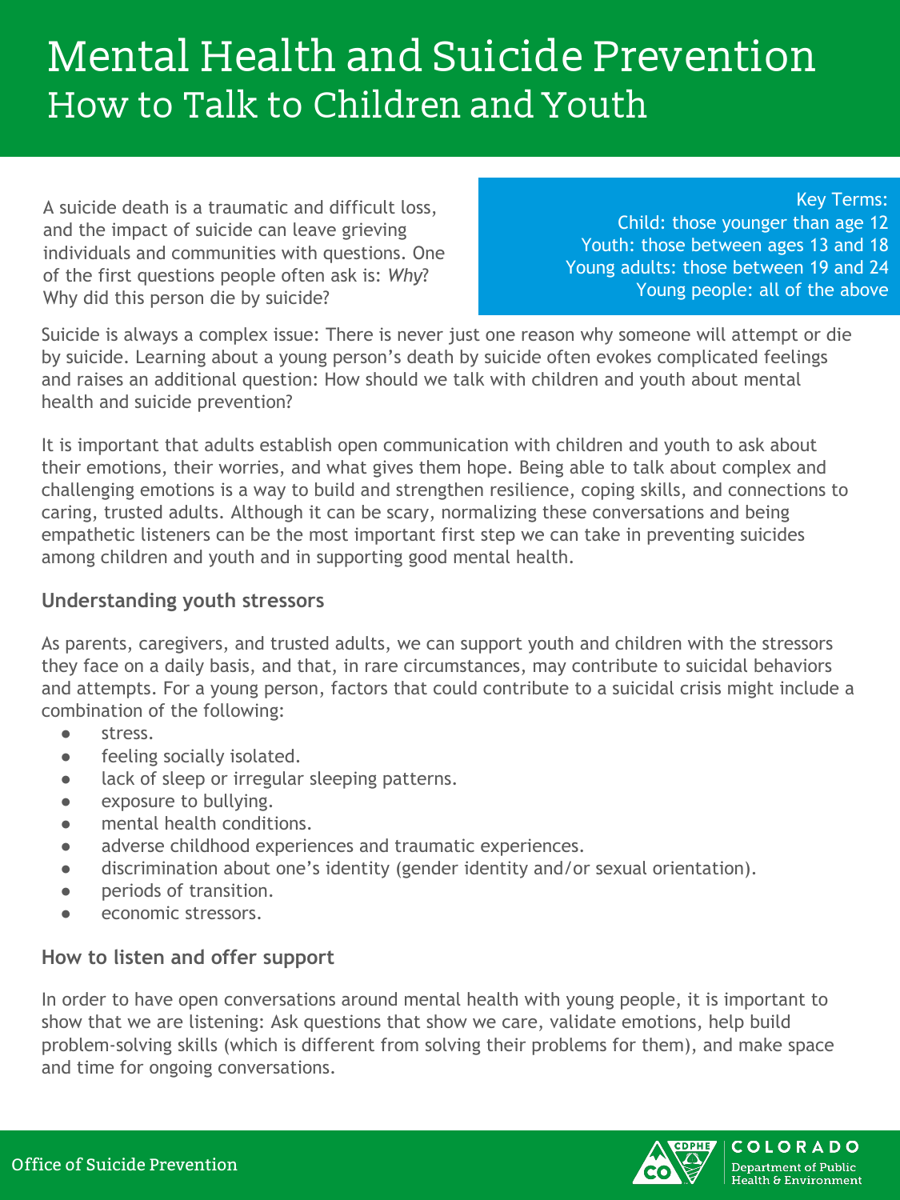# Mental Health and Suicide Prevention

## How to Talk to Children and Youth

A suicide death is a traumatic and difficult loss, and the impact of suicide can leave grieving individuals and communities with questions. One of the first questions people often ask is: *Why*? Why did this person die by suicide?

Key Terms:
Child: those younger than age 12
Youth: those between ages 13 and 18
Young adults: those between 19 and 24
Young people: all of the above

Suicide is always a complex issue: There is never just one reason why someone will attempt or die by suicide. Learning about a young person's death by suicide often evokes complicated feelings and raises an additional question: How should we talk with children and youth about mental health and suicide prevention?

It is important that adults establish open communication with children and youth to ask about their emotions, their worries, and what gives them hope. Being able to talk about complex and challenging emotions is a way to build and strengthen resilience, coping skills, and connections to caring, trusted adults. Although it can be scary, normalizing these conversations and being empathetic listeners can be the most important first step we can take in preventing suicides among children and youth and in supporting good mental health.

### Understanding youth stressors

As parents, caregivers, and trusted adults, we can support youth and children with the stressors they face on a daily basis, and that, in rare circumstances, may contribute to suicidal behaviors and attempts. For a young person, factors that could contribute to a suicidal crisis might include a combination of the following:

- stress.
- feeling socially isolated.
- lack of sleep or irregular sleeping patterns.
- exposure to bullying.
- mental health conditions.
- adverse childhood experiences and traumatic experiences.
- discrimination about one's identity (gender identity and/or sexual orientation).
- periods of transition.
- economic stressors.

### How to listen and offer support

In order to have open conversations around mental health with young people, it is important to show that we are listening: Ask questions that show we care, validate emotions, help build problem-solving skills (which is different from solving their problems for them), and make space and time for ongoing conversations.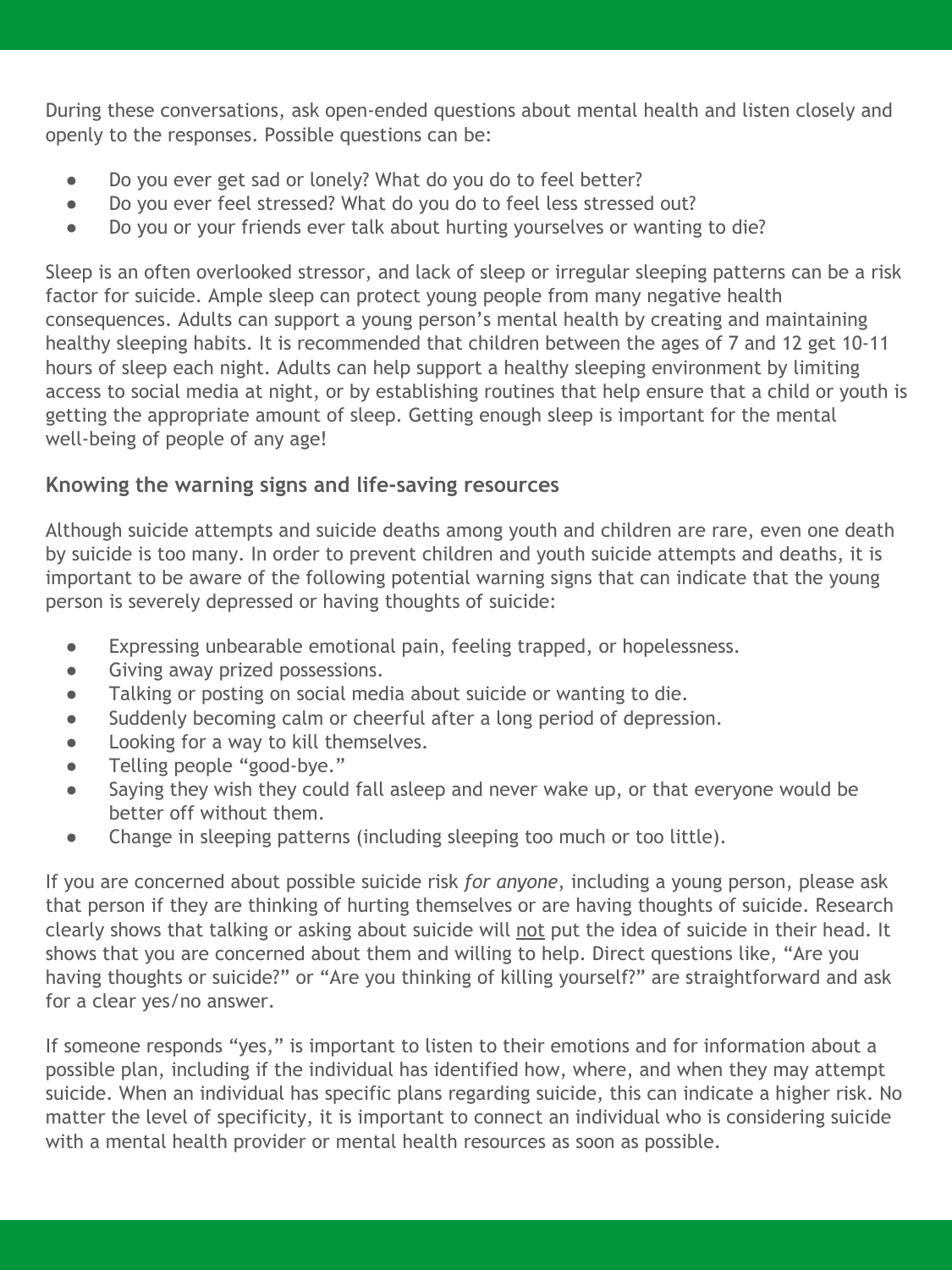During these conversations, ask open-ended questions about mental health and listen closely and openly to the responses. Possible questions can be:

- Do you ever get sad or lonely? What do you do to feel better?
- Do you ever feel stressed? What do you do to feel less stressed out?
- Do you or your friends ever talk about hurting yourselves or wanting to die?

Sleep is an often overlooked stressor, and lack of sleep or irregular sleeping patterns can be a risk factor for suicide. Ample sleep can protect young people from many negative health consequences. Adults can support a young person's mental health by creating and maintaining healthy sleeping habits. It is recommended that children between the ages of 7 and 12 get 10-11 hours of sleep each night. Adults can help support a healthy sleeping environment by limiting access to social media at night, or by establishing routines that help ensure that a child or youth is getting the appropriate amount of sleep. Getting enough sleep is important for the mental well-being of people of any age!

### Knowing the warning signs and life-saving resources

Although suicide attempts and suicide deaths among youth and children are rare, even one death by suicide is too many. In order to prevent children and youth suicide attempts and deaths, it is important to be aware of the following potential warning signs that can indicate that the young person is severely depressed or having thoughts of suicide:

- Expressing unbearable emotional pain, feeling trapped, or hopelessness.
- Giving away prized possessions.
- Talking or posting on social media about suicide or wanting to die.
- Suddenly becoming calm or cheerful after a long period of depression.
- Looking for a way to kill themselves.
- Telling people "good-bye."
- Saying they wish they could fall asleep and never wake up, or that everyone would be better off without them.
- Change in sleeping patterns (including sleeping too much or too little).

If you are concerned about possible suicide risk *for anyone*, including a young person, please ask that person if they are thinking of hurting themselves or are having thoughts of suicide. Research clearly shows that talking or asking about suicide will <u>not</u> put the idea of suicide in their head. It shows that you are concerned about them and willing to help. Direct questions like, "Are you having thoughts or suicide?" or "Are you thinking of killing yourself?" are straightforward and ask for a clear yes/no answer.

If someone responds "yes," is important to listen to their emotions and for information about a possible plan, including if the individual has identified how, where, and when they may attempt suicide. When an individual has specific plans regarding suicide, this can indicate a higher risk. No matter the level of specificity, it is important to connect an individual who is considering suicide with a mental health provider or mental health resources as soon as possible.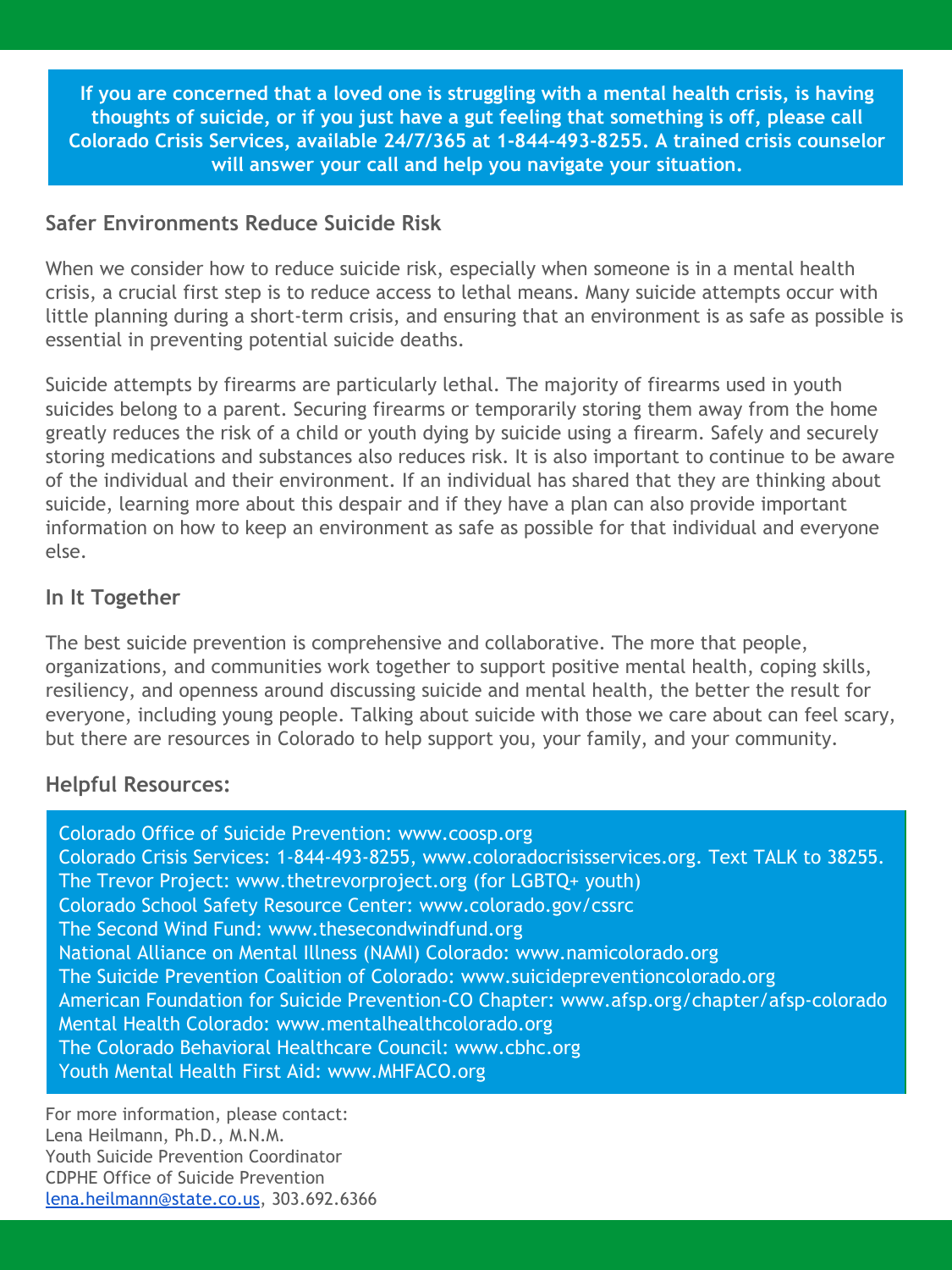**If you are concerned that a loved one is struggling with a mental health crisis, is having thoughts of suicide, or if you just have a gut feeling that something is off, please call Colorado Crisis Services, available 24/7/365 at 1-844-493-8255. A trained crisis counselor will answer your call and help you navigate your situation.**

## Safer Environments Reduce Suicide Risk

When we consider how to reduce suicide risk, especially when someone is in a mental health crisis, a crucial first step is to reduce access to lethal means. Many suicide attempts occur with little planning during a short-term crisis, and ensuring that an environment is as safe as possible is essential in preventing potential suicide deaths.

Suicide attempts by firearms are particularly lethal. The majority of firearms used in youth suicides belong to a parent. Securing firearms or temporarily storing them away from the home greatly reduces the risk of a child or youth dying by suicide using a firearm. Safely and securely storing medications and substances also reduces risk. It is also important to continue to be aware of the individual and their environment. If an individual has shared that they are thinking about suicide, learning more about this despair and if they have a plan can also provide important information on how to keep an environment as safe as possible for that individual and everyone else.

## In It Together

The best suicide prevention is comprehensive and collaborative. The more that people, organizations, and communities work together to support positive mental health, coping skills, resiliency, and openness around discussing suicide and mental health, the better the result for everyone, including young people. Talking about suicide with those we care about can feel scary, but there are resources in Colorado to help support you, your family, and your community.

## Helpful Resources:

Colorado Office of Suicide Prevention: www.coosp.org
Colorado Crisis Services: 1-844-493-8255, www.coloradocrisisservices.org. Text TALK to 38255.
The Trevor Project: www.thetrevorproject.org (for LGBTQ+ youth)
Colorado School Safety Resource Center: www.colorado.gov/cssrc
The Second Wind Fund: www.thesecondwindfund.org
National Alliance on Mental Illness (NAMI) Colorado: www.namicolorado.org
The Suicide Prevention Coalition of Colorado: www.suicidepreventioncolorado.org
American Foundation for Suicide Prevention-CO Chapter: www.afsp.org/chapter/afsp-colorado
Mental Health Colorado: www.mentalhealthcolorado.org
The Colorado Behavioral Healthcare Council: www.cbhc.org
Youth Mental Health First Aid: www.MHFACO.org

For more information, please contact:
Lena Heilmann, Ph.D., M.N.M.
Youth Suicide Prevention Coordinator
CDPHE Office of Suicide Prevention
lena.heilmann@state.co.us, 303.692.6366